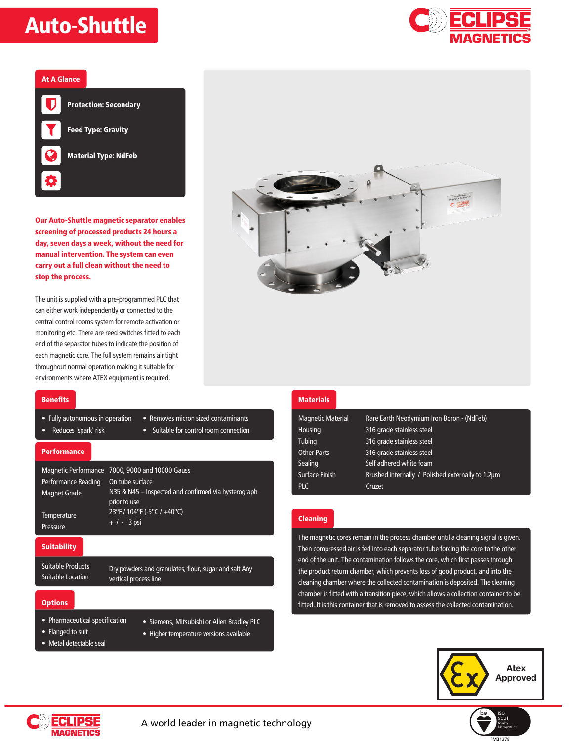# Auto-Shuttle

## At A Glance

- **Protection: Secondary**
- **Feed Type: Gravity**
- **Material Type: NdFeb**

**Our Auto-Shuttle magnetic separator enables screening of processed products 24 hours a day, seven days a week, without the need for manual intervention. The system can even carry out a full clean without the need to stop the process.**

The unit is supplied with a pre-programmed PLC that can either work independently or connected to the central control rooms system for remote activation or monitoring etc. There are reed switches fitted to each end of the separator tubes to indicate the position of each magnetic core. The full system remains air tight throughout normal operation making it suitable for environments where ATEX equipment is required.

## Benefits

- Fully autonomous in operation
- Reduces 'spark' risk
- Removes micron sized contaminants
- Suitable for control room connection

## Performance

| | |
|---|---|
| Magnetic Performance | 7000, 9000 and 10000 Gauss |
| Performance Reading | On tube surface |
| Magnet Grade | N35 & N45 – Inspected and confirmed via hysterograph prior to use |
| Temperature | 23°F / 104°F (-5°C / +40°C) |
| Pressure | + / - 3 psi |

## Suitability

| | |
|---|---|
| Suitable Products | Dry powders and granulates, flour, sugar and salt |
| Suitable Location | Any vertical process line |

## Options

- Pharmaceutical specification
- Flanged to suit
- Metal detectable seal
- Siemens, Mitsubishi or Allen Bradley PLC
- Higher temperature versions available

## Materials

| | |
|---|---|
| Magnetic Material | Rare Earth Neodymium Iron Boron - (NdFeb) |
| Housing | 316 grade stainless steel |
| Tubing | 316 grade stainless steel |
| Other Parts | 316 grade stainless steel |
| Sealing | Self adhered white foam |
| Surface Finish | Brushed internally / Polished externally to 1.2µm |
| PLC | Cruzet |

## Cleaning

The magnetic cores remain in the process chamber until a cleaning signal is given. Then compressed air is fed into each separator tube forcing the core to the other end of the unit. The contamination follows the core, which first passes through the product return chamber, which prevents loss of good product, and into the cleaning chamber where the collected contamination is deposited. The cleaning chamber is fitted with a transition piece, which allows a collection container to be fitted. It is this container that is removed to assess the collected contamination.

Atex Approved

A world leader in magnetic technology

FM31278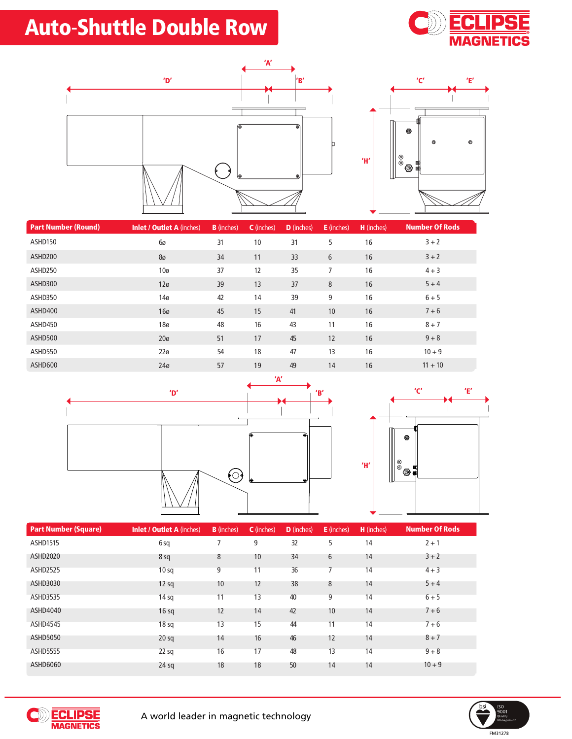# Auto-Shuttle Double Row

| Part Number (Round) | Inlet / Outlet A (inches) | B (inches) | C (inches) | D (inches) | E (inches) | H (inches) | Number Of Rods |
|---|---|---|---|---|---|---|---|
| ASHD150 | 6ø | 31 | 10 | 31 | 5 | 16 | 3 + 2 |
| ASHD200 | 8ø | 34 | 11 | 33 | 6 | 16 | 3 + 2 |
| ASHD250 | 10ø | 37 | 12 | 35 | 7 | 16 | 4 + 3 |
| ASHD300 | 12ø | 39 | 13 | 37 | 8 | 16 | 5 + 4 |
| ASHD350 | 14ø | 42 | 14 | 39 | 9 | 16 | 6 + 5 |
| ASHD400 | 16ø | 45 | 15 | 41 | 10 | 16 | 7 + 6 |
| ASHD450 | 18ø | 48 | 16 | 43 | 11 | 16 | 8 + 7 |
| ASHD500 | 20ø | 51 | 17 | 45 | 12 | 16 | 9 + 8 |
| ASHD550 | 22ø | 54 | 18 | 47 | 13 | 16 | 10 + 9 |
| ASHD600 | 24ø | 57 | 19 | 49 | 14 | 16 | 11 + 10 |

| Part Number (Square) | Inlet / Outlet A (inches) | B (inches) | C (inches) | D (inches) | E (inches) | H (inches) | Number Of Rods |
|---|---|---|---|---|---|---|---|
| ASHD1515 | 6 sq | 7 | 9 | 32 | 5 | 14 | 2 + 1 |
| ASHD2020 | 8 sq | 8 | 10 | 34 | 6 | 14 | 3 + 2 |
| ASHD2525 | 10 sq | 9 | 11 | 36 | 7 | 14 | 4 + 3 |
| ASHD3030 | 12 sq | 10 | 12 | 38 | 8 | 14 | 5 + 4 |
| ASHD3535 | 14 sq | 11 | 13 | 40 | 9 | 14 | 6 + 5 |
| ASHD4040 | 16 sq | 12 | 14 | 42 | 10 | 14 | 7 + 6 |
| ASHD4545 | 18 sq | 13 | 15 | 44 | 11 | 14 | 7 + 6 |
| ASHD5050 | 20 sq | 14 | 16 | 46 | 12 | 14 | 8 + 7 |
| ASHD5555 | 22 sq | 16 | 17 | 48 | 13 | 14 | 9 + 8 |
| ASHD6060 | 24 sq | 18 | 18 | 50 | 14 | 14 | 10 + 9 |

A world leader in magnetic technology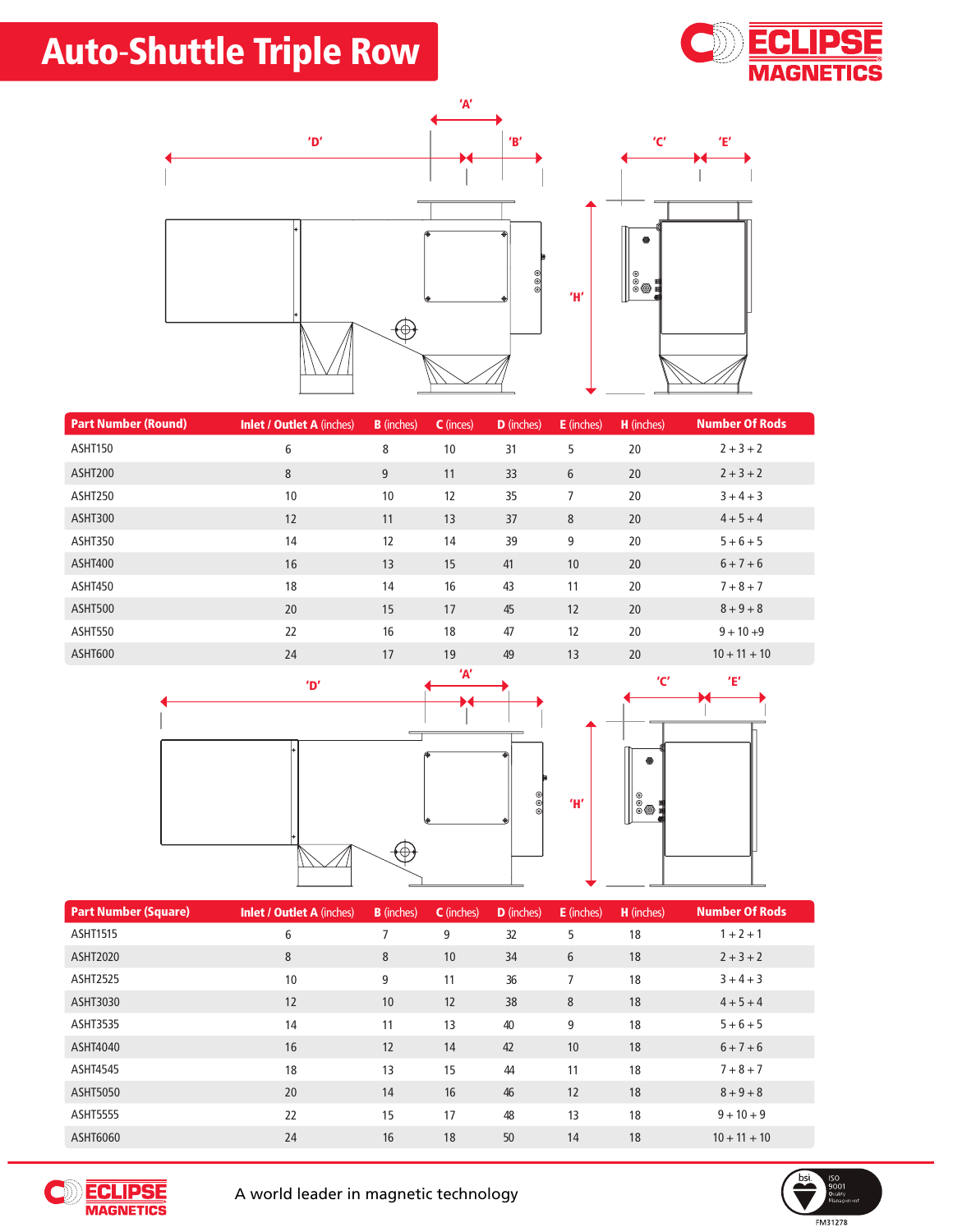# Auto-Shuttle Triple Row

| Part Number (Round) | Inlet / Outlet A (inches) | B (inches) | C (inces) | D (inches) | E (inches) | H (inches) | Number Of Rods |
|---|---|---|---|---|---|---|---|
| ASHT150 | 6 | 8 | 10 | 31 | 5 | 20 | 2 + 3 + 2 |
| ASHT200 | 8 | 9 | 11 | 33 | 6 | 20 | 2 + 3 + 2 |
| ASHT250 | 10 | 10 | 12 | 35 | 7 | 20 | 3 + 4 + 3 |
| ASHT300 | 12 | 11 | 13 | 37 | 8 | 20 | 4 + 5 + 4 |
| ASHT350 | 14 | 12 | 14 | 39 | 9 | 20 | 5 + 6 + 5 |
| ASHT400 | 16 | 13 | 15 | 41 | 10 | 20 | 6 + 7 + 6 |
| ASHT450 | 18 | 14 | 16 | 43 | 11 | 20 | 7 + 8 + 7 |
| ASHT500 | 20 | 15 | 17 | 45 | 12 | 20 | 8 + 9 + 8 |
| ASHT550 | 22 | 16 | 18 | 47 | 12 | 20 | 9 + 10 +9 |
| ASHT600 | 24 | 17 | 19 | 49 | 13 | 20 | 10 + 11 + 10 |

| Part Number (Square) | Inlet / Outlet A (inches) | B (inches) | C (inches) | D (inches) | E (inches) | H (inches) | Number Of Rods |
|---|---|---|---|---|---|---|---|
| ASHT1515 | 6 | 7 | 9 | 32 | 5 | 18 | 1 + 2 + 1 |
| ASHT2020 | 8 | 8 | 10 | 34 | 6 | 18 | 2 + 3 + 2 |
| ASHT2525 | 10 | 9 | 11 | 36 | 7 | 18 | 3 + 4 + 3 |
| ASHT3030 | 12 | 10 | 12 | 38 | 8 | 18 | 4 + 5 + 4 |
| ASHT3535 | 14 | 11 | 13 | 40 | 9 | 18 | 5 + 6 + 5 |
| ASHT4040 | 16 | 12 | 14 | 42 | 10 | 18 | 6 + 7 + 6 |
| ASHT4545 | 18 | 13 | 15 | 44 | 11 | 18 | 7 + 8 + 7 |
| ASHT5050 | 20 | 14 | 16 | 46 | 12 | 18 | 8 + 9 + 8 |
| ASHT5555 | 22 | 15 | 17 | 48 | 13 | 18 | 9 + 10 + 9 |
| ASHT6060 | 24 | 16 | 18 | 50 | 14 | 18 | 10 + 11 + 10 |

A world leader in magnetic technology

FM31278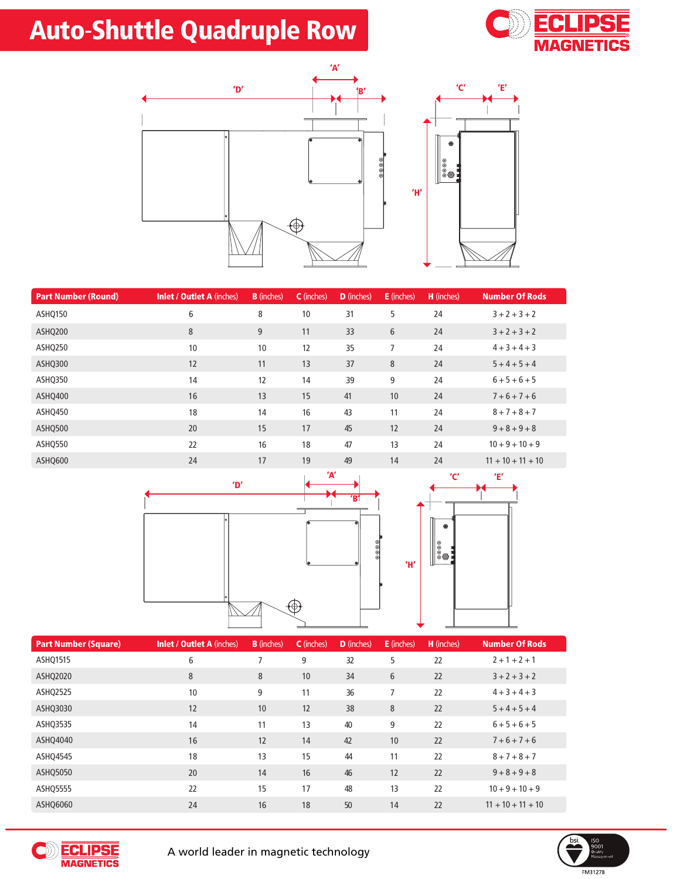# Auto-Shuttle Quadruple Row

'A'

'D'

'B'

'C'

'E'

'H'

| Part Number (Round) | Inlet / Outlet A (inches) | B (inches) | C (inches) | D (inches) | E (inches) | H (inches) | Number Of Rods |
|---|---|---|---|---|---|---|---|
| ASHQ150 | 6 | 8 | 10 | 31 | 5 | 24 | 3 + 2 + 3 + 2 |
| ASHQ200 | 8 | 9 | 11 | 33 | 6 | 24 | 3 + 2 + 3 + 2 |
| ASHQ250 | 10 | 10 | 12 | 35 | 7 | 24 | 4 + 3 + 4 + 3 |
| ASHQ300 | 12 | 11 | 13 | 37 | 8 | 24 | 5 + 4 + 5 + 4 |
| ASHQ350 | 14 | 12 | 14 | 39 | 9 | 24 | 6 + 5 + 6 + 5 |
| ASHQ400 | 16 | 13 | 15 | 41 | 10 | 24 | 7 + 6 + 7 + 6 |
| ASHQ450 | 18 | 14 | 16 | 43 | 11 | 24 | 8 + 7 + 8 + 7 |
| ASHQ500 | 20 | 15 | 17 | 45 | 12 | 24 | 9 + 8 + 9 + 8 |
| ASHQ550 | 22 | 16 | 18 | 47 | 13 | 24 | 10 + 9 + 10 + 9 |
| ASHQ600 | 24 | 17 | 19 | 49 | 14 | 24 | 11 + 10 + 11 + 10 |

'A'

'D'

'B'

'C'

'E'

'H'

| Part Number (Square) | Inlet / Outlet A (inches) | B (inches) | C (inches) | D (inches) | E (inches) | H (inches) | Number Of Rods |
|---|---|---|---|---|---|---|---|
| ASHQ1515 | 6 | 7 | 9 | 32 | 5 | 22 | 2 + 1 + 2 + 1 |
| ASHQ2020 | 8 | 8 | 10 | 34 | 6 | 22 | 3 + 2 + 3 + 2 |
| ASHQ2525 | 10 | 9 | 11 | 36 | 7 | 22 | 4 + 3 + 4 + 3 |
| ASHQ3030 | 12 | 10 | 12 | 38 | 8 | 22 | 5 + 4 + 5 + 4 |
| ASHQ3535 | 14 | 11 | 13 | 40 | 9 | 22 | 6 + 5 + 6 + 5 |
| ASHQ4040 | 16 | 12 | 14 | 42 | 10 | 22 | 7 + 6 + 7 + 6 |
| ASHQ4545 | 18 | 13 | 15 | 44 | 11 | 22 | 8 + 7 + 8 + 7 |
| ASHQ5050 | 20 | 14 | 16 | 46 | 12 | 22 | 9 + 8 + 9 + 8 |
| ASHQ5555 | 22 | 15 | 17 | 48 | 13 | 22 | 10 + 9 + 10 + 9 |
| ASHQ6060 | 24 | 16 | 18 | 50 | 14 | 22 | 11 + 10 + 11 + 10 |

ECLIPSE MAGNETICS

A world leader in magnetic technology

bsi. ISO 9001 Quality Management

FM31278